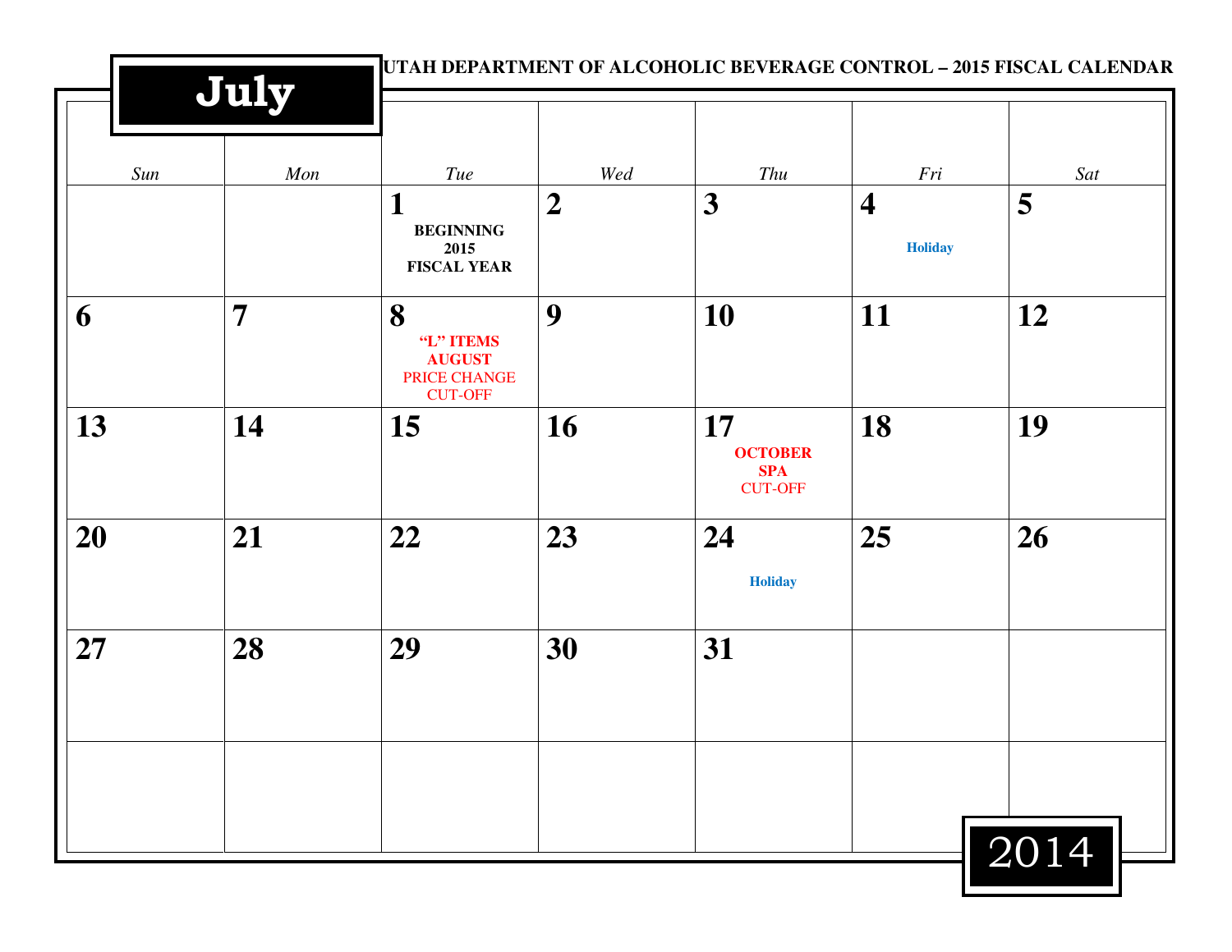UTAH DEPARTMENT OF ALCOHOLIC BEVERAGE CONTROL – 2015 FISCAL CALENDAR

# July 2014

| Sun | Mon | Tue | Wed | Thu | Fri | Sat |
|---|---|---|---|---|---|---|
| | | **1** BEGINNING 2015 FISCAL YEAR | **2** | **3** | **4** Holiday | **5** |
| **6** | **7** | **8** "L" ITEMS AUGUST PRICE CHANGE CUT-OFF | **9** | **10** | **11** | **12** |
| **13** | **14** | **15** | **16** | **17** OCTOBER SPA CUT-OFF | **18** | **19** |
| **20** | **21** | **22** | **23** | **24** Holiday | **25** | **26** |
| **27** | **28** | **29** | **30** | **31** | | |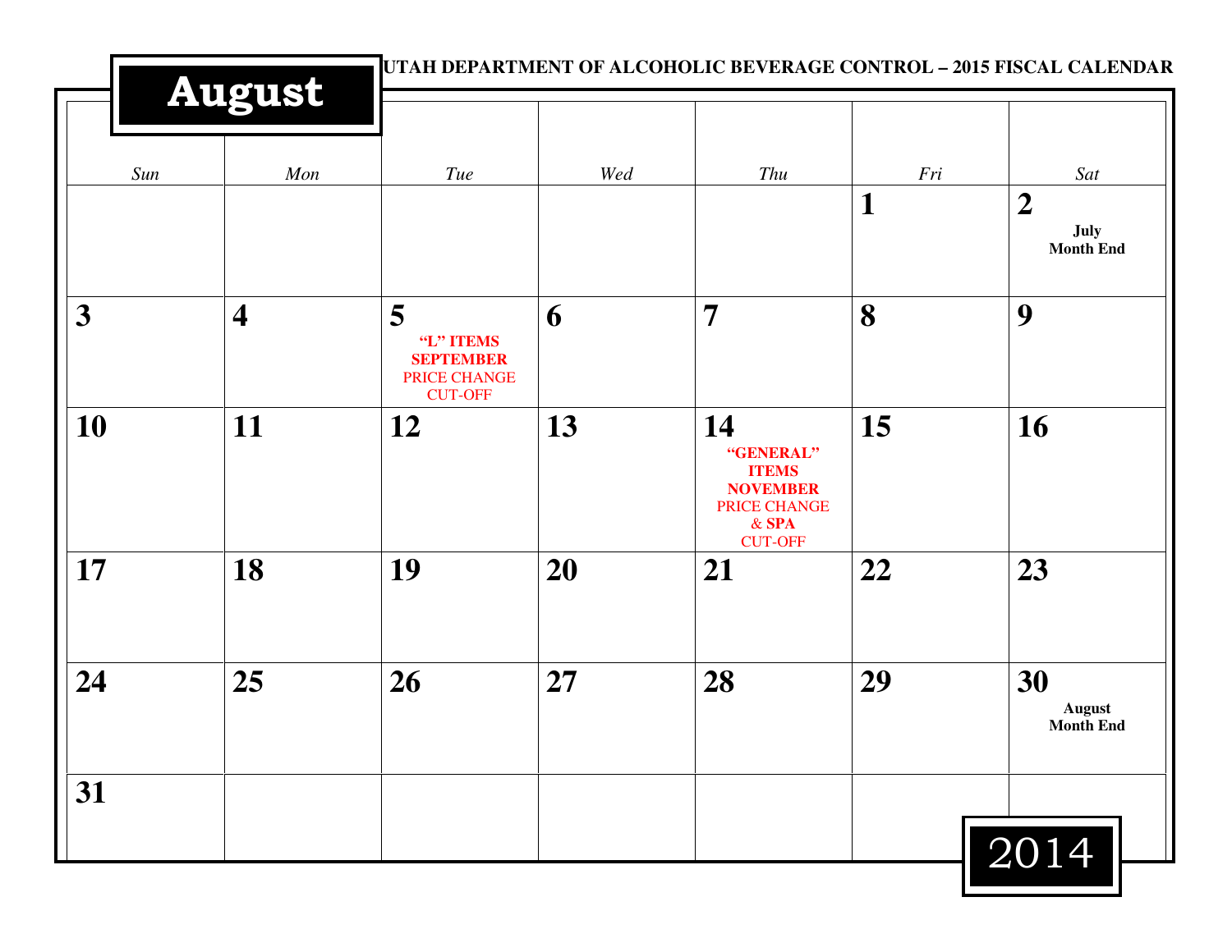# August

UTAH DEPARTMENT OF ALCOHOLIC BEVERAGE CONTROL – 2015 FISCAL CALENDAR

| Sun | Mon | Tue | Wed | Thu | Fri | Sat |
|---|---|---|---|---|---|---|
| | | | | | **1** | **2** July Month End |
| **3** | **4** | **5** "L" ITEMS SEPTEMBER PRICE CHANGE CUT-OFF | **6** | **7** | **8** | **9** |
| **10** | **11** | **12** | **13** | **14** "GENERAL" ITEMS NOVEMBER PRICE CHANGE & SPA CUT-OFF | **15** | **16** |
| **17** | **18** | **19** | **20** | **21** | **22** | **23** |
| **24** | **25** | **26** | **27** | **28** | **29** | **30** August Month End |
| **31** | | | | | | |

2014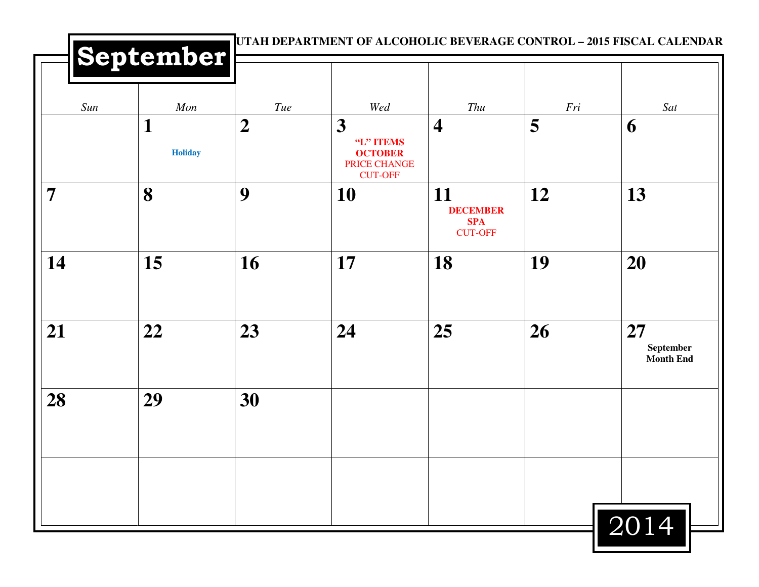UTAH DEPARTMENT OF ALCOHOLIC BEVERAGE CONTROL – 2015 FISCAL CALENDAR

# September 2014

| Sun | Mon | Tue | Wed | Thu | Fri | Sat |
|---|---|---|---|---|---|---|
| | **1** Holiday | **2** | **3** **"L" ITEMS OCTOBER** PRICE CHANGE CUT-OFF | **4** | **5** | **6** |
| **7** | **8** | **9** | **10** | **11** **DECEMBER SPA** CUT-OFF | **12** | **13** |
| **14** | **15** | **16** | **17** | **18** | **19** | **20** |
| **21** | **22** | **23** | **24** | **25** | **26** | **27** **September Month End** |
| **28** | **29** | **30** | | | | |
| | | | | | | |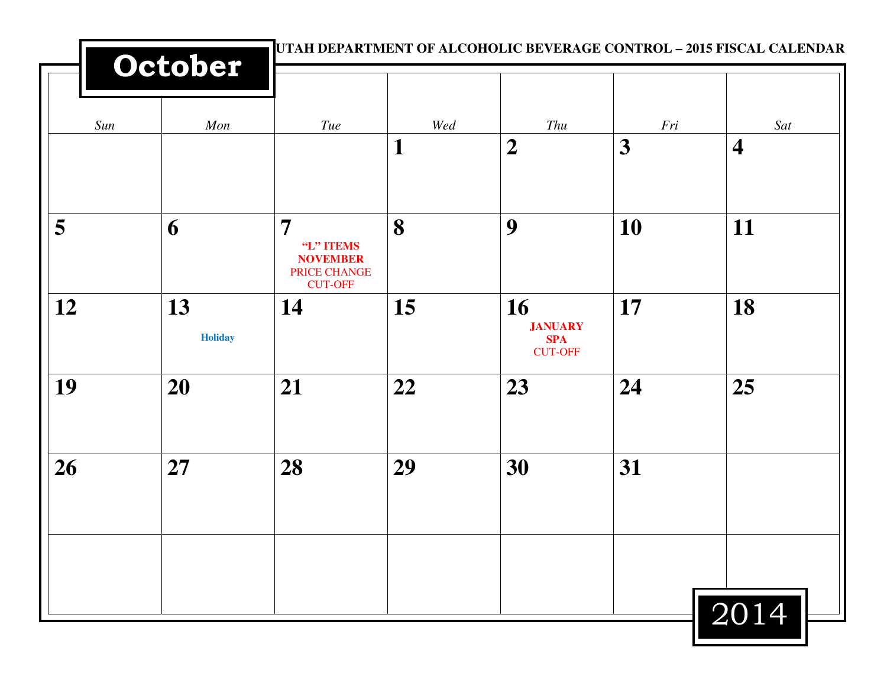**UTAH DEPARTMENT OF ALCOHOLIC BEVERAGE CONTROL – 2015 FISCAL CALENDAR**

# October 2014

| *Sun* | *Mon* | *Tue* | *Wed* | *Thu* | *Fri* | *Sat* |
|---|---|---|---|---|---|---|
| | | | **1** | **2** | **3** | **4** |
| **5** | **6** | **7** **"L" ITEMS NOVEMBER** PRICE CHANGE CUT-OFF | **8** | **9** | **10** | **11** |
| **12** | **13** **Holiday** | **14** | **15** | **16** **JANUARY SPA** CUT-OFF | **17** | **18** |
| **19** | **20** | **21** | **22** | **23** | **24** | **25** |
| **26** | **27** | **28** | **29** | **30** | **31** | |
| | | | | | | |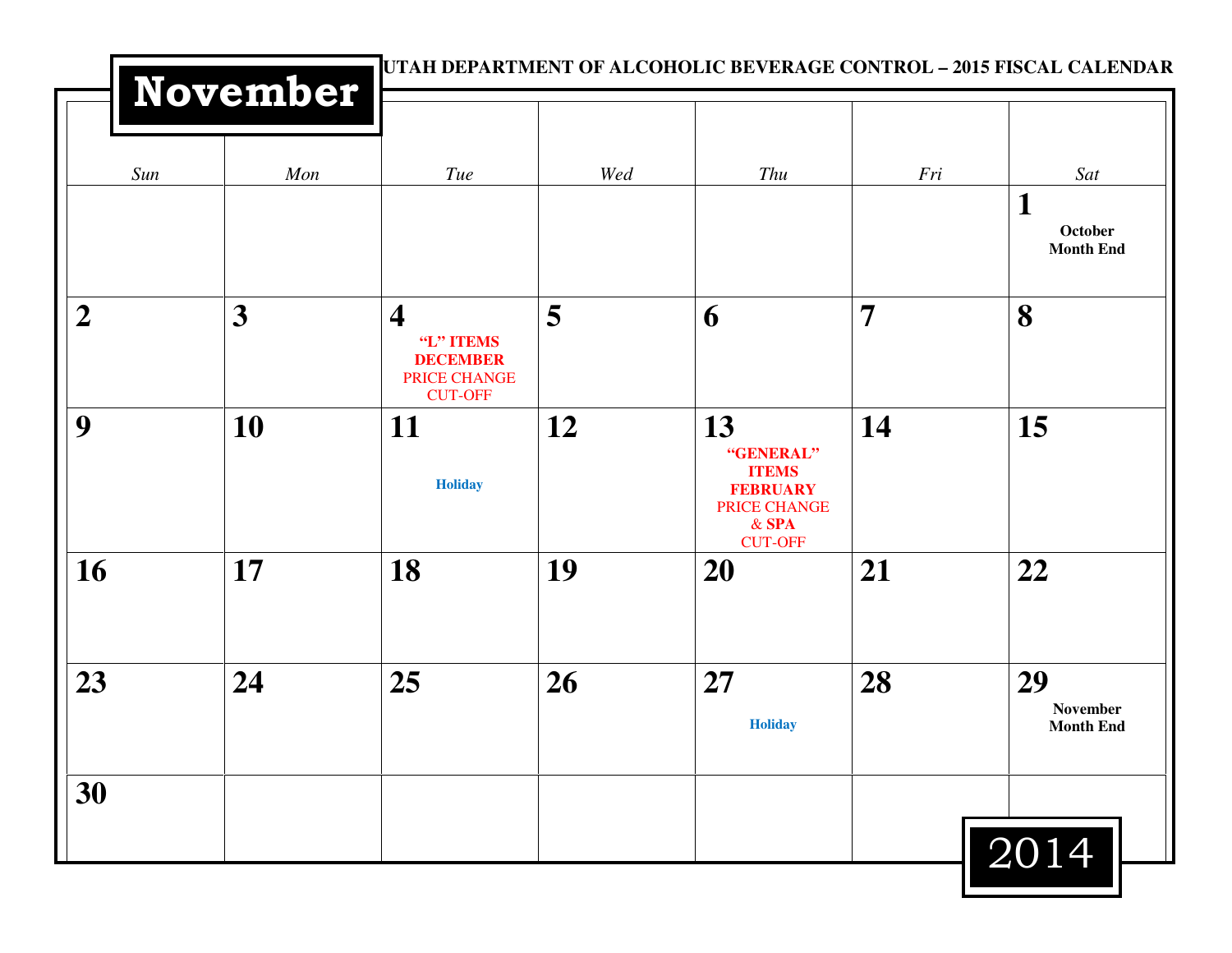UTAH DEPARTMENT OF ALCOHOLIC BEVERAGE CONTROL – 2015 FISCAL CALENDAR

# November 2014

| *Sun* | *Mon* | *Tue* | *Wed* | *Thu* | *Fri* | *Sat* |
|---|---|---|---|---|---|---|
| | | | | | | **1** **October Month End** |
| **2** | **3** | **4** **"L" ITEMS DECEMBER** PRICE CHANGE CUT-OFF | **5** | **6** | **7** | **8** |
| **9** | **10** | **11** **Holiday** | **12** | **13** **"GENERAL" ITEMS FEBRUARY** PRICE CHANGE & **SPA** CUT-OFF | **14** | **15** |
| **16** | **17** | **18** | **19** | **20** | **21** | **22** |
| **23** | **24** | **25** | **26** | **27** **Holiday** | **28** | **29** **November Month End** |
| **30** | | | | | | |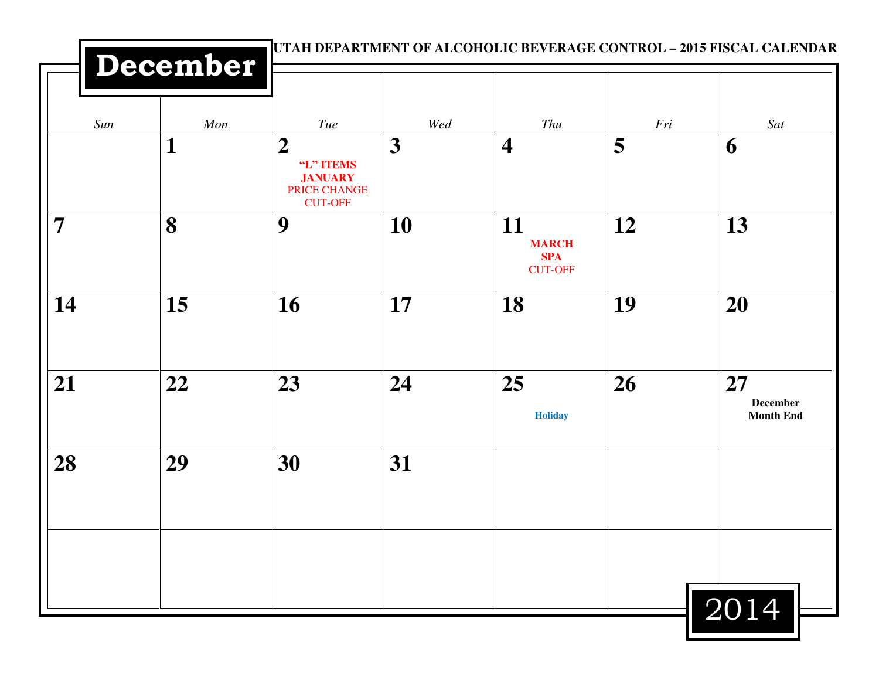UTAH DEPARTMENT OF ALCOHOLIC BEVERAGE CONTROL – 2015 FISCAL CALENDAR

# December 2014

| Sun | Mon | Tue | Wed | Thu | Fri | Sat |
|---|---|---|---|---|---|---|
| | **1** | **2** **"L" ITEMS JANUARY** PRICE CHANGE CUT-OFF | **3** | **4** | **5** | **6** |
| **7** | **8** | **9** | **10** | **11** **MARCH SPA** CUT-OFF | **12** | **13** |
| **14** | **15** | **16** | **17** | **18** | **19** | **20** |
| **21** | **22** | **23** | **24** | **25** **Holiday** | **26** | **27** **December Month End** |
| **28** | **29** | **30** | **31** | | | |
| | | | | | | |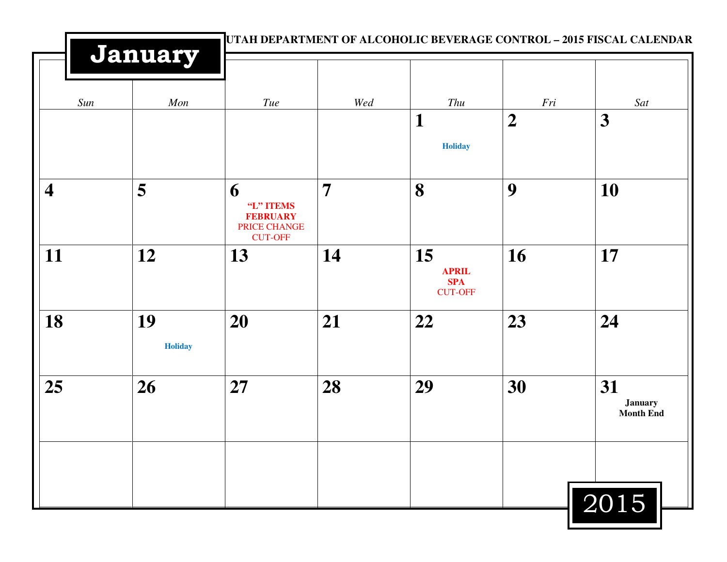UTAH DEPARTMENT OF ALCOHOLIC BEVERAGE CONTROL – 2015 FISCAL CALENDAR

# January

| Sun | Mon | Tue | Wed | Thu | Fri | Sat |
|---|---|---|---|---|---|---|
| | | | | **1** Holiday | **2** | **3** |
| **4** | **5** | **6** **"L" ITEMS FEBRUARY** PRICE CHANGE CUT-OFF | **7** | **8** | **9** | **10** |
| **11** | **12** | **13** | **14** | **15** **APRIL SPA** CUT-OFF | **16** | **17** |
| **18** | **19** Holiday | **20** | **21** | **22** | **23** | **24** |
| **25** | **26** | **27** | **28** | **29** | **30** | **31** **January Month End** |
| | | | | | | |

2015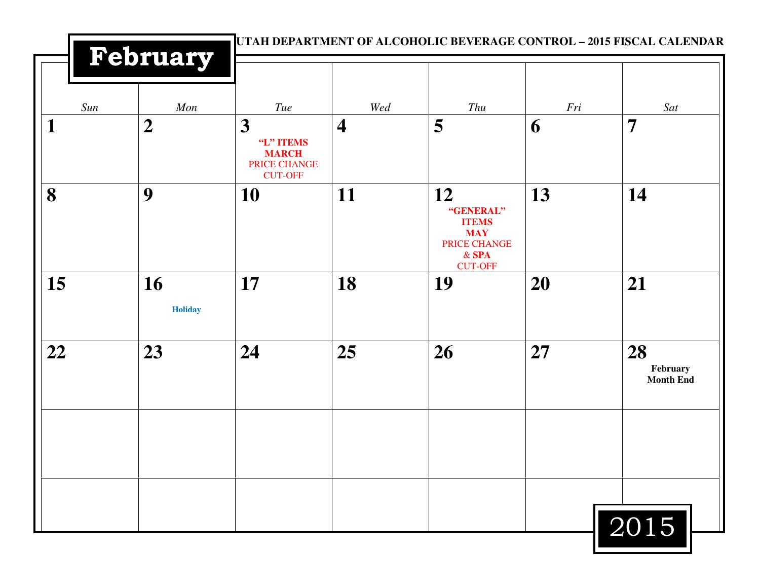# February

**UTAH DEPARTMENT OF ALCOHOLIC BEVERAGE CONTROL – 2015 FISCAL CALENDAR**

| Sun | Mon | Tue | Wed | Thu | Fri | Sat |
|---|---|---|---|---|---|---|
| **1** | **2** | **3** **"L" ITEMS MARCH** PRICE CHANGE CUT-OFF | **4** | **5** | **6** | **7** |
| **8** | **9** | **10** | **11** | **12** **"GENERAL" ITEMS MAY** PRICE CHANGE & **SPA** CUT-OFF | **13** | **14** |
| **15** | **16** **Holiday** | **17** | **18** | **19** | **20** | **21** |
| **22** | **23** | **24** | **25** | **26** | **27** | **28** **February Month End** |
| | | | | | | |
| | | | | | | |

2015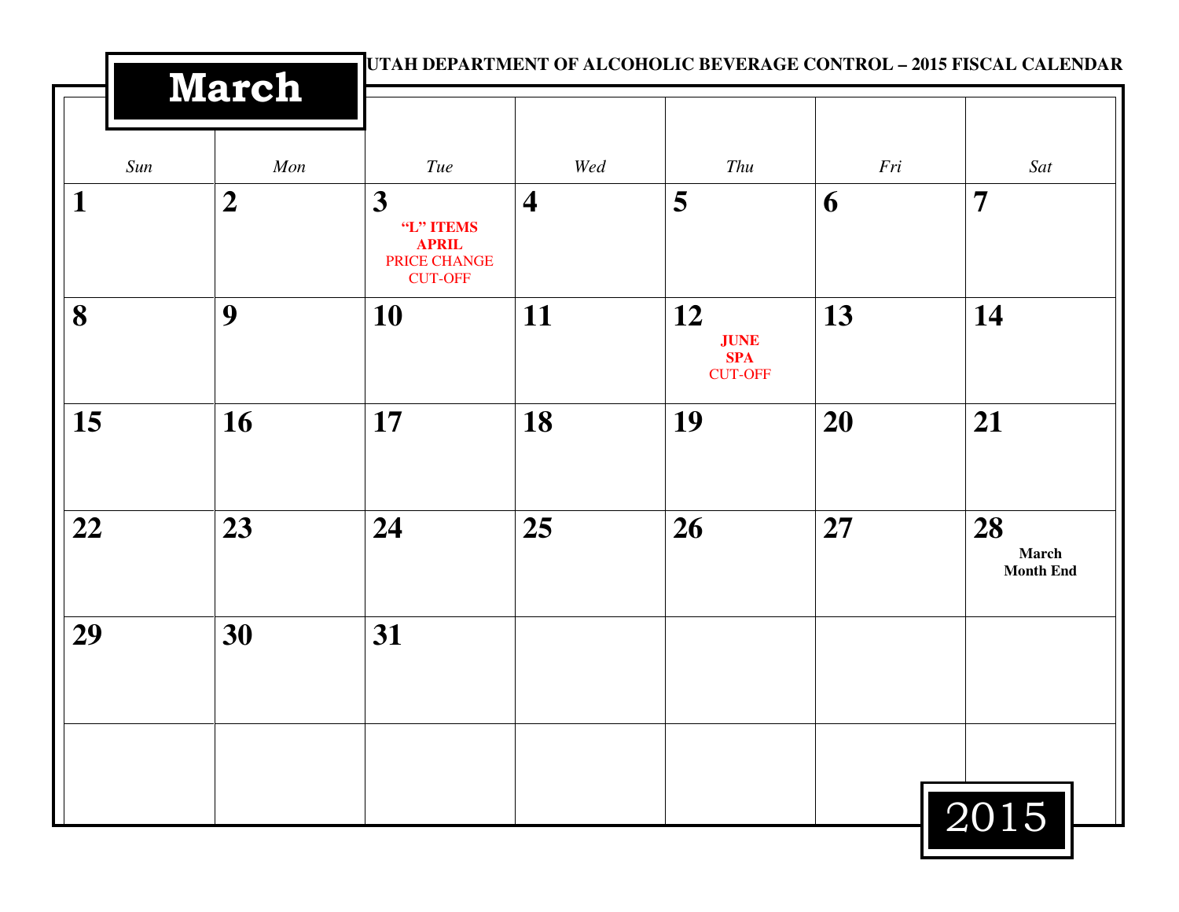UTAH DEPARTMENT OF ALCOHOLIC BEVERAGE CONTROL – 2015 FISCAL CALENDAR

# March

| Sun | Mon | Tue | Wed | Thu | Fri | Sat |
|---|---|---|---|---|---|---|
| 1 | 2 | 3 **"L" ITEMS APRIL** PRICE CHANGE CUT-OFF | 4 | 5 | 6 | 7 |
| 8 | 9 | 10 | 11 | 12 **JUNE SPA** CUT-OFF | 13 | 14 |
| 15 | 16 | 17 | 18 | 19 | 20 | 21 |
| 22 | 23 | 24 | 25 | 26 | 27 | 28 **March Month End** |
| 29 | 30 | 31 | | | | |
| | | | | | | |

2015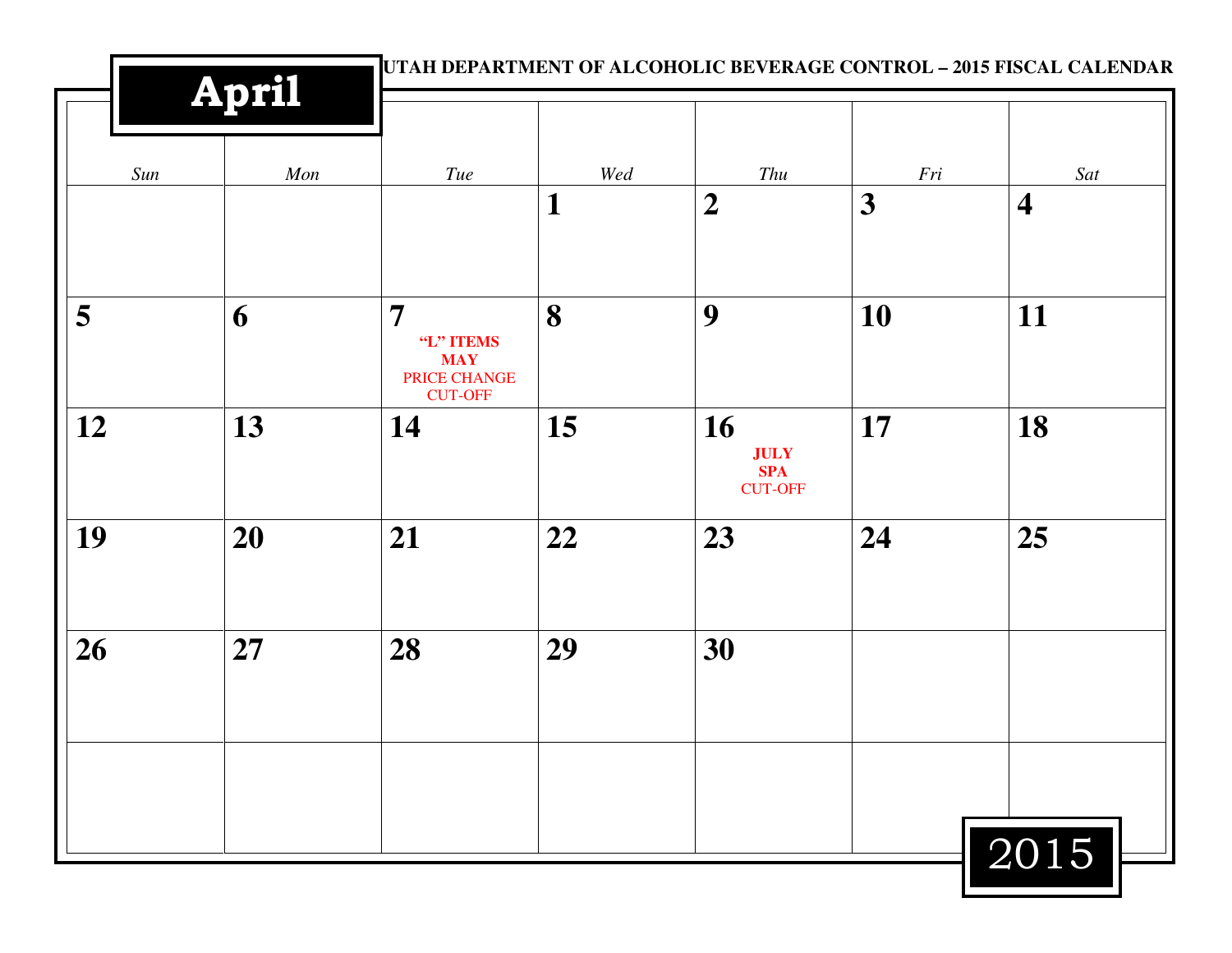# April

**UTAH DEPARTMENT OF ALCOHOLIC BEVERAGE CONTROL – 2015 FISCAL CALENDAR**

| *Sun* | *Mon* | *Tue* | *Wed* | *Thu* | *Fri* | *Sat* |
|---|---|---|---|---|---|---|
| | | | **1** | **2** | **3** | **4** |
| **5** | **6** | **7** **"L" ITEMS** **MAY** PRICE CHANGE CUT-OFF | **8** | **9** | **10** | **11** |
| **12** | **13** | **14** | **15** | **16** **JULY** **SPA** CUT-OFF | **17** | **18** |
| **19** | **20** | **21** | **22** | **23** | **24** | **25** |
| **26** | **27** | **28** | **29** | **30** | | |
| | | | | | | |

2015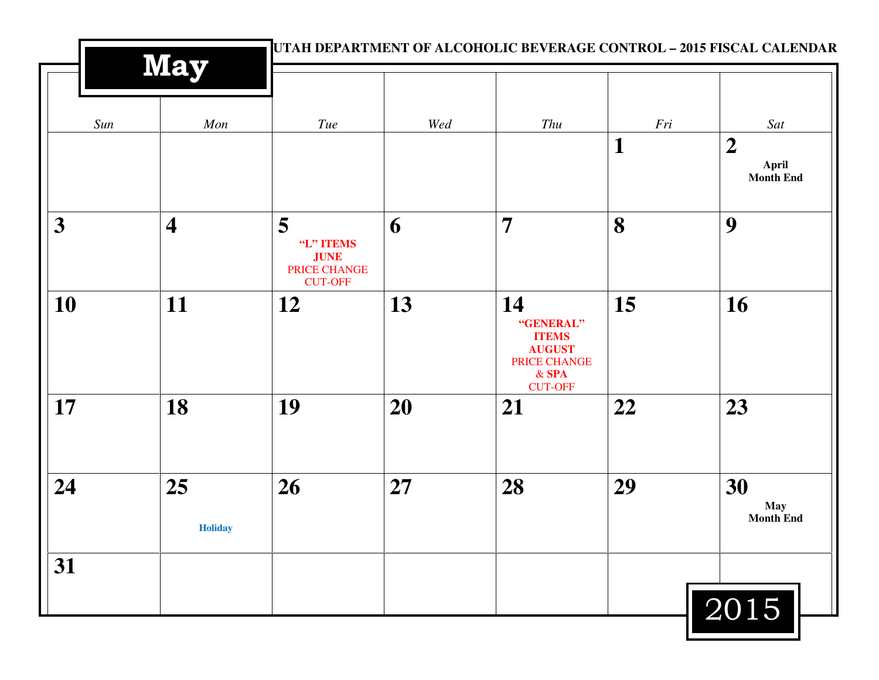# May

**UTAH DEPARTMENT OF ALCOHOLIC BEVERAGE CONTROL – 2015 FISCAL CALENDAR**

| *Sun* | *Mon* | *Tue* | *Wed* | *Thu* | *Fri* | *Sat* |
|---|---|---|---|---|---|---|
| | | | | | **1** | **2** **April Month End** |
| **3** | **4** | **5** **"L" ITEMS JUNE** PRICE CHANGE CUT-OFF | **6** | **7** | **8** | **9** |
| **10** | **11** | **12** | **13** | **14** **"GENERAL" ITEMS AUGUST** PRICE CHANGE & **SPA** CUT-OFF | **15** | **16** |
| **17** | **18** | **19** | **20** | **21** | **22** | **23** |
| **24** | **25** **Holiday** | **26** | **27** | **28** | **29** | **30** **May Month End** |
| **31** | | | | | | |

2015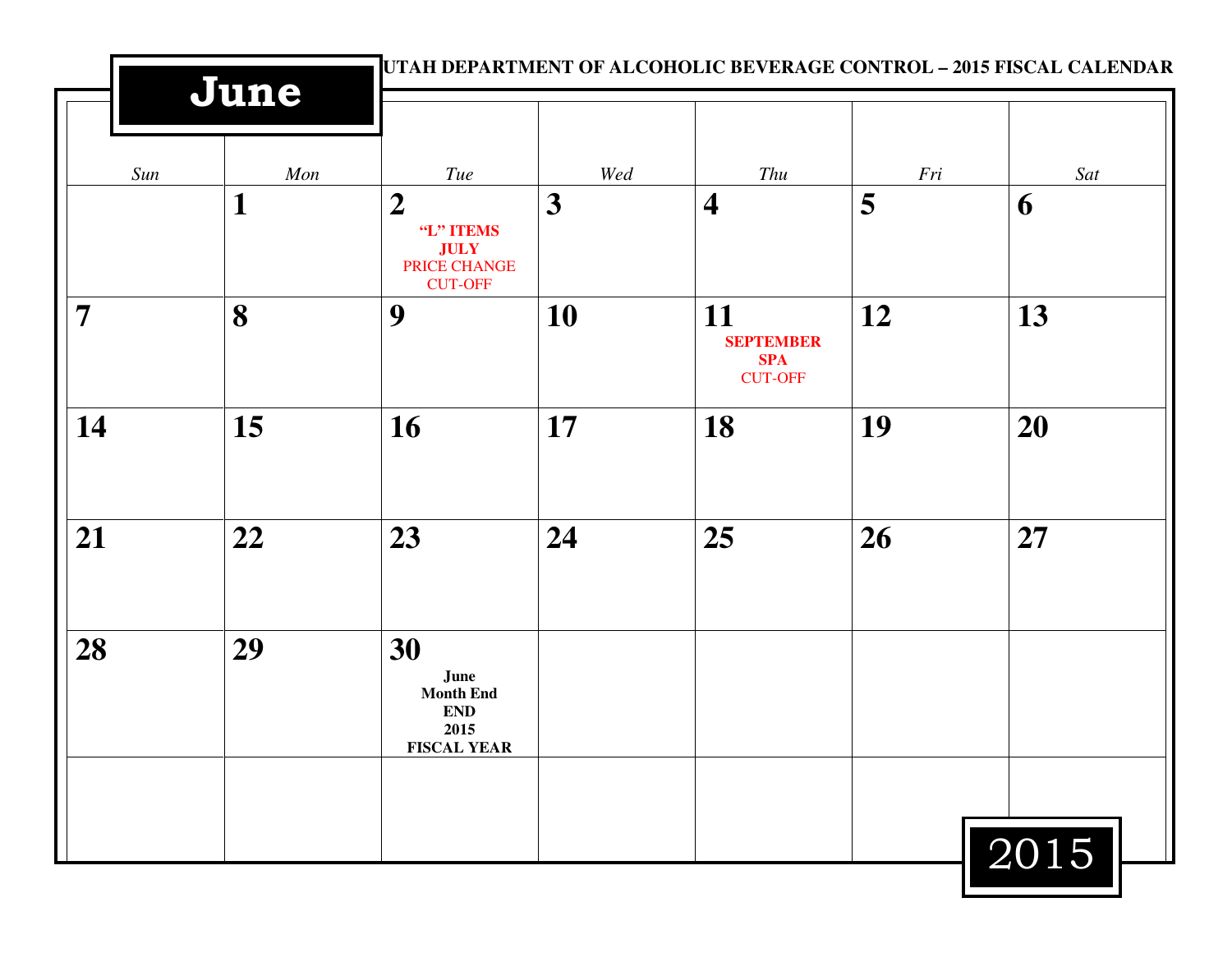# June

**UTAH DEPARTMENT OF ALCOHOLIC BEVERAGE CONTROL – 2015 FISCAL CALENDAR**

| *Sun* | *Mon* | *Tue* | *Wed* | *Thu* | *Fri* | *Sat* |
|---|---|---|---|---|---|---|
| | **1** | **2** **“L” ITEMS JULY** PRICE CHANGE CUT-OFF | **3** | **4** | **5** | **6** |
| **7** | **8** | **9** | **10** | **11** **SEPTEMBER SPA** CUT-OFF | **12** | **13** |
| **14** | **15** | **16** | **17** | **18** | **19** | **20** |
| **21** | **22** | **23** | **24** | **25** | **26** | **27** |
| **28** | **29** | **30** **June Month End END 2015 FISCAL YEAR** | | | | |
| | | | | | | |

2015